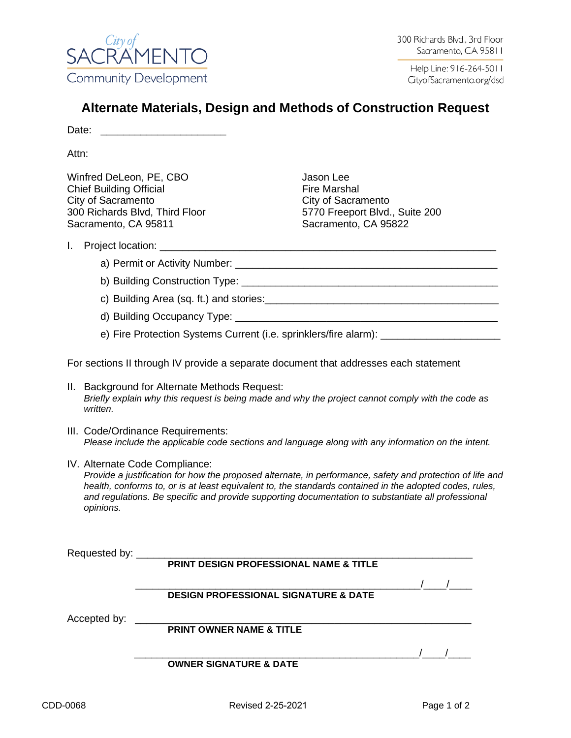City of SACRAMENTO Community Development

300 Richards Blvd., 3rd Floor
Sacramento, CA 95811

Help Line: 916-264-5011
CityofSacramento.org/dsd

# Alternate Materials, Design and Methods of Construction Request

Date: ______________________

Attn:

Winfred DeLeon, PE, CBO
Chief Building Official
City of Sacramento
300 Richards Blvd, Third Floor
Sacramento, CA 95811

Jason Lee
Fire Marshal
City of Sacramento
5770 Freeport Blvd., Suite 200
Sacramento, CA 95822

I. Project location: ____________________________________________________________

a) Permit or Activity Number: ______________________________________________

b) Building Construction Type: ______________________________________________

c) Building Area (sq. ft.) and stories:___________________________________________

d) Building Occupancy Type: ______________________________________________

e) Fire Protection Systems Current (i.e. sprinklers/fire alarm): _____________________

For sections II through IV provide a separate document that addresses each statement

II. Background for Alternate Methods Request:
*Briefly explain why this request is being made and why the project cannot comply with the code as written.*

III. Code/Ordinance Requirements:
*Please include the applicable code sections and language along with any information on the intent.*

IV. Alternate Code Compliance:
*Provide a justification for how the proposed alternate, in performance, safety and protection of life and health, conforms to, or is at least equivalent to, the standards contained in the adopted codes, rules, and regulations. Be specific and provide supporting documentation to substantiate all professional opinions.*

Requested by: ___________________________________________________________
**PRINT DESIGN PROFESSIONAL NAME & TITLE**

___________________________________________________ ____/____/____
**DESIGN PROFESSIONAL SIGNATURE & DATE**

Accepted by: ___________________________________________________________
**PRINT OWNER NAME & TITLE**

___________________________________________________ ____/____/____
**OWNER SIGNATURE & DATE**

CDD-0068 Revised 2-25-2021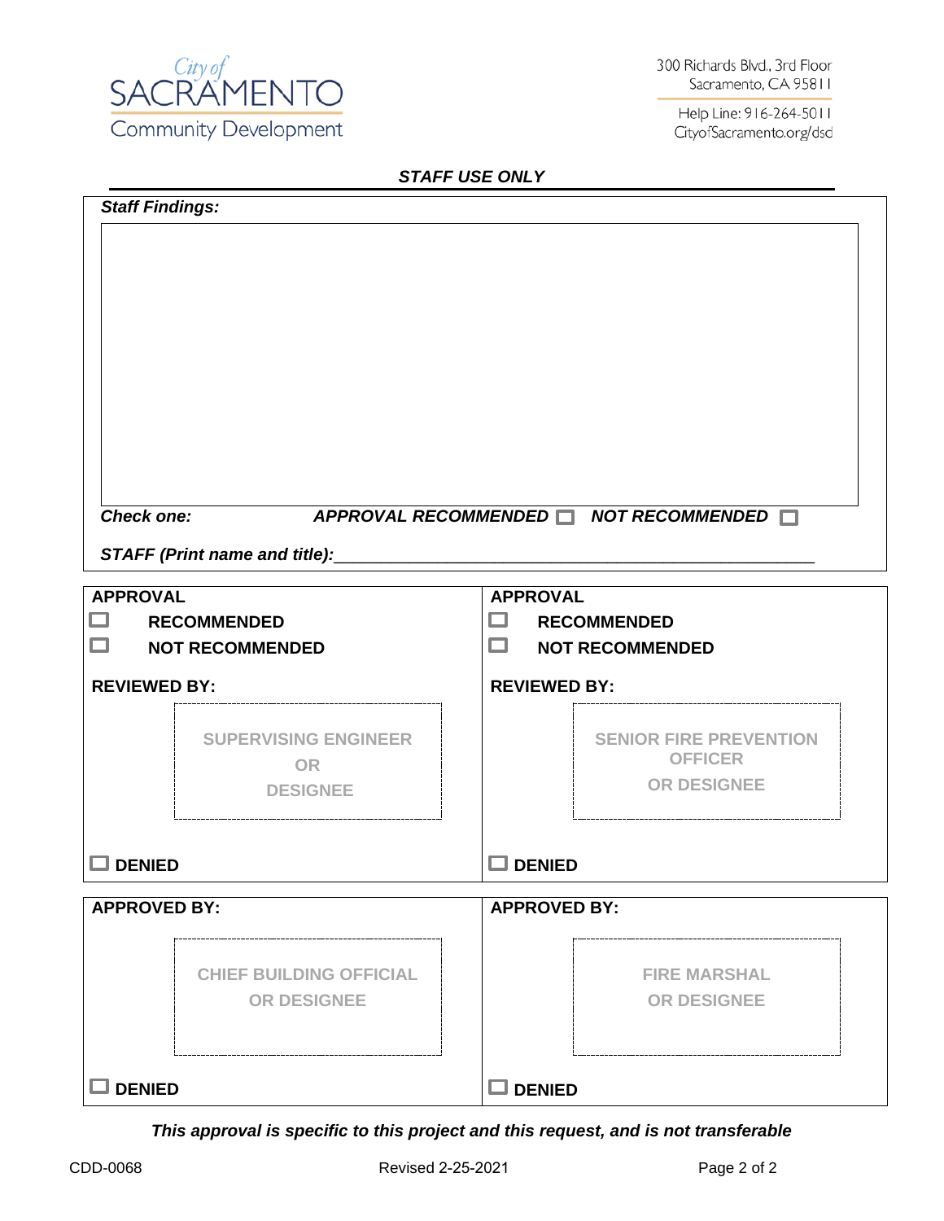City of SACRAMENTO Community Development

300 Richards Blvd., 3rd Floor
Sacramento, CA 95811

Help Line: 916-264-5011
CityofSacramento.org/dsd

***STAFF USE ONLY***

***Staff Findings:***

***Check one:*** ***APPROVAL RECOMMENDED*** ☐ ***NOT RECOMMENDED*** ☐

***STAFF (Print name and title):***\_\_\_\_\_\_\_\_\_\_\_\_\_\_\_\_\_\_\_\_\_\_\_\_\_\_\_\_\_\_\_\_\_\_\_\_\_\_\_\_\_\_\_\_\_\_\_\_

| | |
|---|---|
| **APPROVAL**<br>☐ **RECOMMENDED**<br>☐ **NOT RECOMMENDED**<br><br>**REVIEWED BY:**<br><br>SUPERVISING ENGINEER OR DESIGNEE<br><br>☐ **DENIED** | **APPROVAL**<br>☐ **RECOMMENDED**<br>☐ **NOT RECOMMENDED**<br><br>**REVIEWED BY:**<br><br>SENIOR FIRE PREVENTION OFFICER OR DESIGNEE<br><br>☐ **DENIED** |
| **APPROVED BY:**<br><br>CHIEF BUILDING OFFICIAL OR DESIGNEE<br><br>☐ **DENIED** | **APPROVED BY:**<br><br>FIRE MARSHAL OR DESIGNEE<br><br>☐ **DENIED** |

***This approval is specific to this project and this request, and is not transferable***

CDD-0068 Revised 2-25-2021